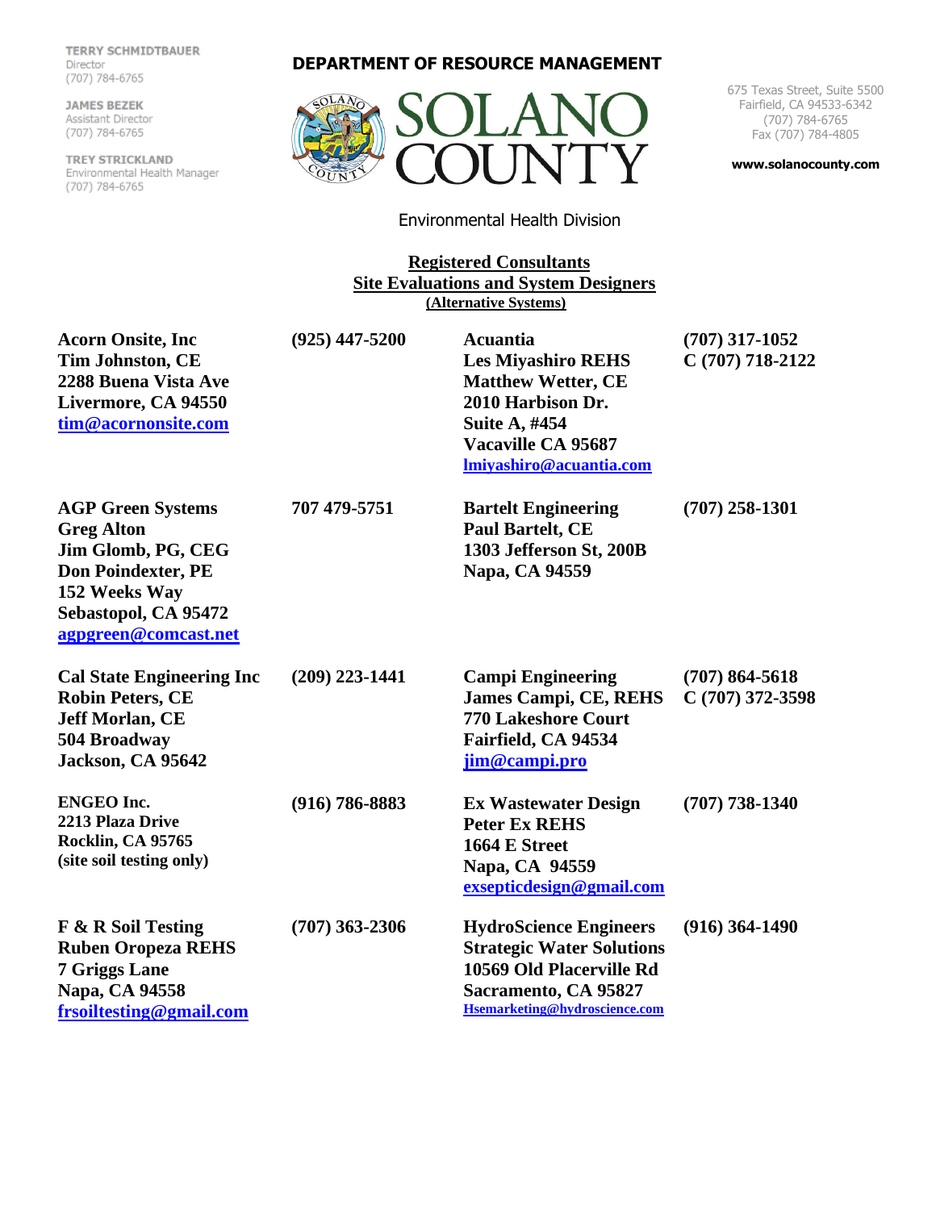TERRY SCHMIDTBAUER
Director
(707) 784-6765

JAMES BEZEK
Assistant Director
(707) 784-6765

TREY STRICKLAND
Environmental Health Manager
(707) 784-6765

**DEPARTMENT OF RESOURCE MANAGEMENT**

# SOLANO COUNTY

675 Texas Street, Suite 5500
Fairfield, CA 94533-6342
(707) 784-6765
Fax (707) 784-4805

**www.solanocounty.com**

Environmental Health Division

## Registered Consultants
## Site Evaluations and System Designers
**(Alternative Systems)**

**Acorn Onsite, Inc**
**Tim Johnston, CE**
**2288 Buena Vista Ave**
**Livermore, CA 94550**
**tim@acornonsite.com**
**(925) 447-5200**

**Acuantia**
**Les Miyashiro REHS**
**Matthew Wetter, CE**
**2010 Harbison Dr.**
**Suite A, #454**
**Vacaville CA 95687**
**lmiyashiro@acuantia.com**
**(707) 317-1052**
**C (707) 718-2122**

**AGP Green Systems**
**Greg Alton**
**Jim Glomb, PG, CEG**
**Don Poindexter, PE**
**152 Weeks Way**
**Sebastopol, CA 95472**
**agpgreen@comcast.net**
**707 479-5751**

**Bartelt Engineering**
**Paul Bartelt, CE**
**1303 Jefferson St, 200B**
**Napa, CA 94559**
**(707) 258-1301**

**Cal State Engineering Inc**
**Robin Peters, CE**
**Jeff Morlan, CE**
**504 Broadway**
**Jackson, CA 95642**
**(209) 223-1441**

**Campi Engineering**
**James Campi, CE, REHS**
**770 Lakeshore Court**
**Fairfield, CA 94534**
**jim@campi.pro**
**(707) 864-5618**
**C (707) 372-3598**

**ENGEO Inc.**
**2213 Plaza Drive**
**Rocklin, CA 95765**
**(site soil testing only)**
**(916) 786-8883**

**Ex Wastewater Design**
**Peter Ex REHS**
**1664 E Street**
**Napa, CA 94559**
**exsepticdesign@gmail.com**
**(707) 738-1340**

**F & R Soil Testing**
**Ruben Oropeza REHS**
**7 Griggs Lane**
**Napa, CA 94558**
**frsoiltesting@gmail.com**
**(707) 363-2306**

**HydroScience Engineers**
**Strategic Water Solutions**
**10569 Old Placerville Rd**
**Sacramento, CA 95827**
**Hsemarketing@hydroscience.com**
**(916) 364-1490**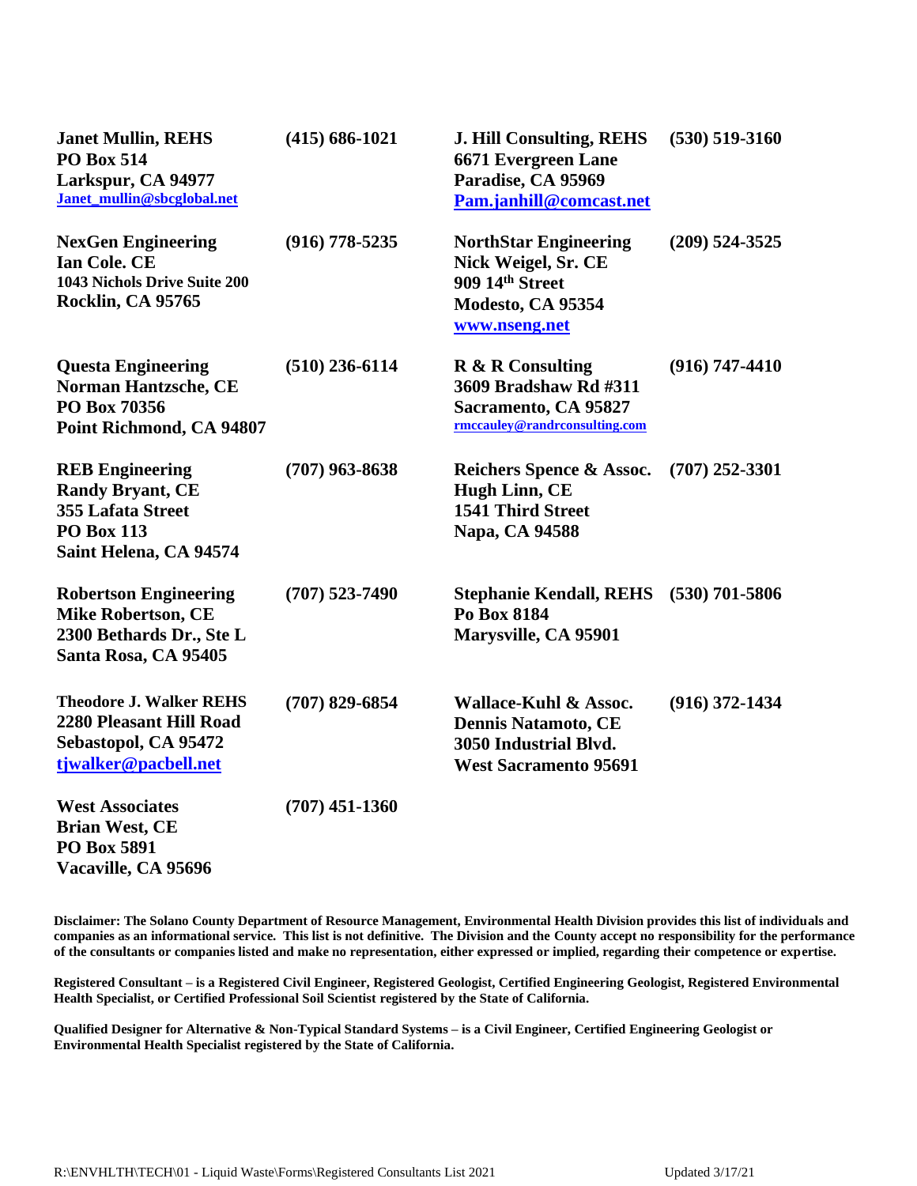**Janet Mullin, REHS**
**PO Box 514**
**Larkspur, CA 94977**
**Janet_mullin@sbcglobal.net**
**(415) 686-1021**

**J. Hill Consulting, REHS**
**6671 Evergreen Lane**
**Paradise, CA 95969**
**Pam.janhill@comcast.net**
**(530) 519-3160**

**NexGen Engineering**
**Ian Cole. CE**
**1043 Nichols Drive Suite 200**
**Rocklin, CA 95765**
**(916) 778-5235**

**NorthStar Engineering**
**Nick Weigel, Sr. CE**
**909 14th Street**
**Modesto, CA 95354**
**www.nseng.net**
**(209) 524-3525**

**Questa Engineering**
**Norman Hantzsche, CE**
**PO Box 70356**
**Point Richmond, CA 94807**
**(510) 236-6114**

**R & R Consulting**
**3609 Bradshaw Rd #311**
**Sacramento, CA 95827**
**rmccauley@randrconsulting.com**
**(916) 747-4410**

**REB Engineering**
**Randy Bryant, CE**
**355 Lafata Street**
**PO Box 113**
**Saint Helena, CA 94574**
**(707) 963-8638**

**Reichers Spence & Assoc.**
**Hugh Linn, CE**
**1541 Third Street**
**Napa, CA 94588**
**(707) 252-3301**

**Robertson Engineering**
**Mike Robertson, CE**
**2300 Bethards Dr., Ste L**
**Santa Rosa, CA 95405**
**(707) 523-7490**

**Stephanie Kendall, REHS**
**Po Box 8184**
**Marysville, CA 95901**
**(530) 701-5806**

**Theodore J. Walker REHS**
**2280 Pleasant Hill Road**
**Sebastopol, CA 95472**
**tjwalker@pacbell.net**
**(707) 829-6854**

**Wallace-Kuhl & Assoc.**
**Dennis Natamoto, CE**
**3050 Industrial Blvd.**
**West Sacramento 95691**
**(916) 372-1434**

**West Associates**
**Brian West, CE**
**PO Box 5891**
**Vacaville, CA 95696**
**(707) 451-1360**

**Disclaimer: The Solano County Department of Resource Management, Environmental Health Division provides this list of individuals and companies as an informational service. This list is not definitive. The Division and the County accept no responsibility for the performance of the consultants or companies listed and make no representation, either expressed or implied, regarding their competence or expertise.**

**Registered Consultant – is a Registered Civil Engineer, Registered Geologist, Certified Engineering Geologist, Registered Environmental Health Specialist, or Certified Professional Soil Scientist registered by the State of California.**

**Qualified Designer for Alternative & Non-Typical Standard Systems – is a Civil Engineer, Certified Engineering Geologist or Environmental Health Specialist registered by the State of California.**

R:\ENVHLTH\TECH\01 - Liquid Waste\Forms\Registered Consultants List 2021 Updated 3/17/21